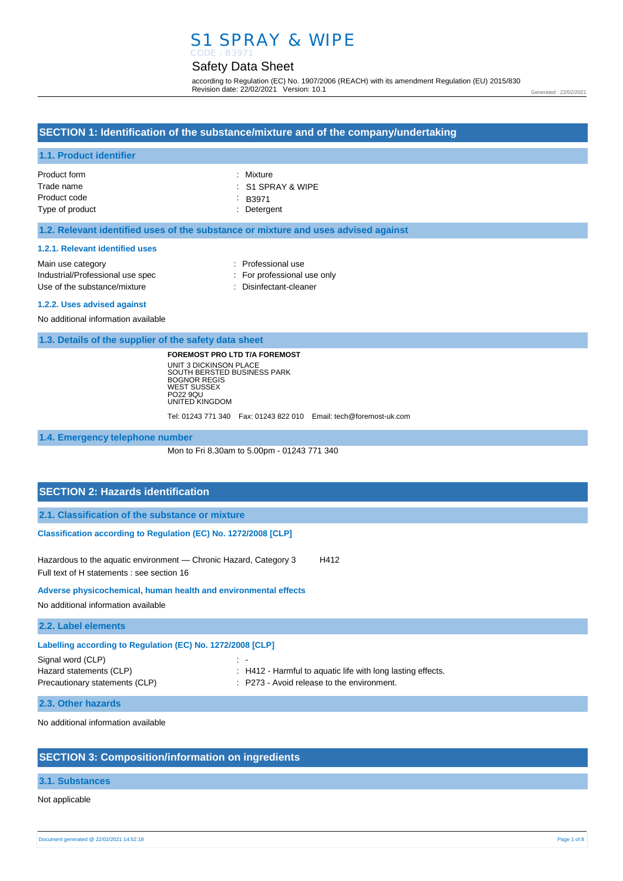# S1 SPRAY & WIPE

CODE : B3971

## Safety Data Sheet

according to Regulation (EC) No. 1907/2006 (REACH) with its amendment Regulation (EU) 2015/830
Revision date: 22/02/2021 Version: 10.1

Generated : 22/02/2021

## SECTION 1: Identification of the substance/mixture and of the company/undertaking

### 1.1. Product identifier

| | |
|---|---|
| Product form | : Mixture |
| Trade name | : S1 SPRAY & WIPE |
| Product code | : B3971 |
| Type of product | : Detergent |

### 1.2. Relevant identified uses of the substance or mixture and uses advised against

#### 1.2.1. Relevant identified uses

| | |
|---|---|
| Main use category | : Professional use |
| Industrial/Professional use spec | : For professional use only |
| Use of the substance/mixture | : Disinfectant-cleaner |

#### 1.2.2. Uses advised against

No additional information available

### 1.3. Details of the supplier of the safety data sheet

**FOREMOST PRO LTD T/A FOREMOST**
UNIT 3 DICKINSON PLACE
SOUTH BERSTED BUSINESS PARK
BOGNOR REGIS
WEST SUSSEX
PO22 9QU
UNITED KINGDOM

Tel: 01243 771 340 Fax: 01243 822 010 Email: tech@foremost-uk.com

### 1.4. Emergency telephone number

Mon to Fri 8.30am to 5.00pm - 01243 771 340

## SECTION 2: Hazards identification

### 2.1. Classification of the substance or mixture

#### Classification according to Regulation (EC) No. 1272/2008 [CLP]

Hazardous to the aquatic environment — Chronic Hazard, Category 3 H412

Full text of H statements : see section 16

#### Adverse physicochemical, human health and environmental effects

No additional information available

### 2.2. Label elements

#### Labelling according to Regulation (EC) No. 1272/2008 [CLP]

| | |
|---|---|
| Signal word (CLP) | : - |
| Hazard statements (CLP) | : H412 - Harmful to aquatic life with long lasting effects. |
| Precautionary statements (CLP) | : P273 - Avoid release to the environment. |

### 2.3. Other hazards

No additional information available

## SECTION 3: Composition/information on ingredients

### 3.1. Substances

Not applicable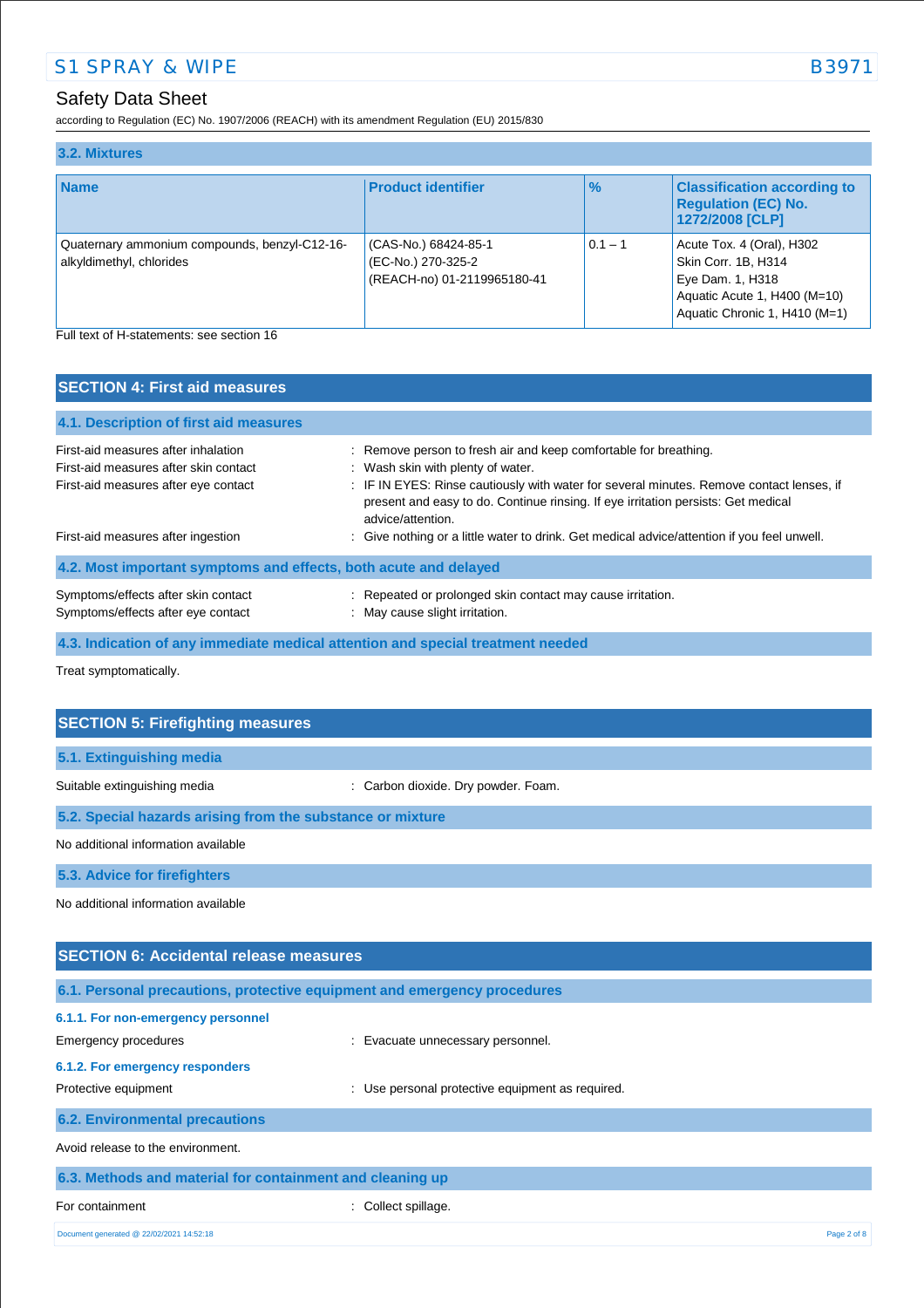### 3.2. Mixtures

| Name | Product identifier | % | Classification according to Regulation (EC) No. 1272/2008 [CLP] |
|---|---|---|---|
| Quaternary ammonium compounds, benzyl-C12-16-alkyldimethyl, chlorides | (CAS-No.) 68424-85-1<br>(EC-No.) 270-325-2<br>(REACH-no) 01-2119965180-41 | 0.1 – 1 | Acute Tox. 4 (Oral), H302<br>Skin Corr. 1B, H314<br>Eye Dam. 1, H318<br>Aquatic Acute 1, H400 (M=10)<br>Aquatic Chronic 1, H410 (M=1) |

Full text of H-statements: see section 16

## SECTION 4: First aid measures

### 4.1. Description of first aid measures

First-aid measures after inhalation : Remove person to fresh air and keep comfortable for breathing.

First-aid measures after skin contact : Wash skin with plenty of water.

First-aid measures after eye contact : IF IN EYES: Rinse cautiously with water for several minutes. Remove contact lenses, if present and easy to do. Continue rinsing. If eye irritation persists: Get medical advice/attention.

First-aid measures after ingestion : Give nothing or a little water to drink. Get medical advice/attention if you feel unwell.

### 4.2. Most important symptoms and effects, both acute and delayed

Symptoms/effects after skin contact : Repeated or prolonged skin contact may cause irritation.

Symptoms/effects after eye contact : May cause slight irritation.

### 4.3. Indication of any immediate medical attention and special treatment needed

Treat symptomatically.

## SECTION 5: Firefighting measures

### 5.1. Extinguishing media

Suitable extinguishing media : Carbon dioxide. Dry powder. Foam.

### 5.2. Special hazards arising from the substance or mixture

No additional information available

### 5.3. Advice for firefighters

No additional information available

## SECTION 6: Accidental release measures

### 6.1. Personal precautions, protective equipment and emergency procedures

#### 6.1.1. For non-emergency personnel

Emergency procedures : Evacuate unnecessary personnel.

#### 6.1.2. For emergency responders

Protective equipment : Use personal protective equipment as required.

### 6.2. Environmental precautions

Avoid release to the environment.

### 6.3. Methods and material for containment and cleaning up

For containment : Collect spillage.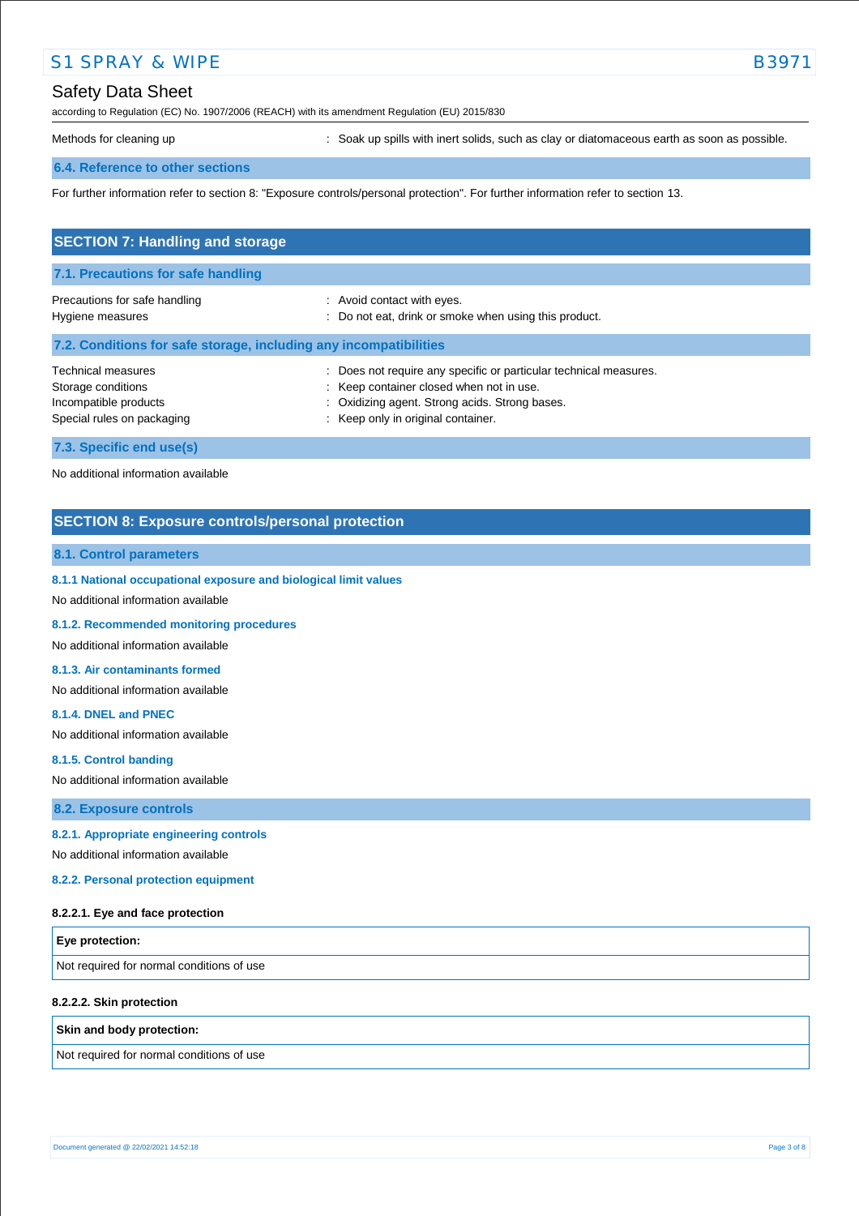| | |
|---|---|
| Methods for cleaning up | : Soak up spills with inert solids, such as clay or diatomaceous earth as soon as possible. |

### 6.4. Reference to other sections

For further information refer to section 8: "Exposure controls/personal protection". For further information refer to section 13.

## SECTION 7: Handling and storage

### 7.1. Precautions for safe handling

| | |
|---|---|
| Precautions for safe handling | : Avoid contact with eyes. |
| Hygiene measures | : Do not eat, drink or smoke when using this product. |

### 7.2. Conditions for safe storage, including any incompatibilities

| | |
|---|---|
| Technical measures | : Does not require any specific or particular technical measures. |
| Storage conditions | : Keep container closed when not in use. |
| Incompatible products | : Oxidizing agent. Strong acids. Strong bases. |
| Special rules on packaging | : Keep only in original container. |

### 7.3. Specific end use(s)

No additional information available

## SECTION 8: Exposure controls/personal protection

### 8.1. Control parameters

#### 8.1.1 National occupational exposure and biological limit values

No additional information available

#### 8.1.2. Recommended monitoring procedures

No additional information available

#### 8.1.3. Air contaminants formed

No additional information available

#### 8.1.4. DNEL and PNEC

No additional information available

#### 8.1.5. Control banding

No additional information available

### 8.2. Exposure controls

#### 8.2.1. Appropriate engineering controls

No additional information available

#### 8.2.2. Personal protection equipment

**8.2.2.1. Eye and face protection**

| **Eye protection:** |
|---|
| Not required for normal conditions of use |

**8.2.2.2. Skin protection**

| **Skin and body protection:** |
|---|
| Not required for normal conditions of use |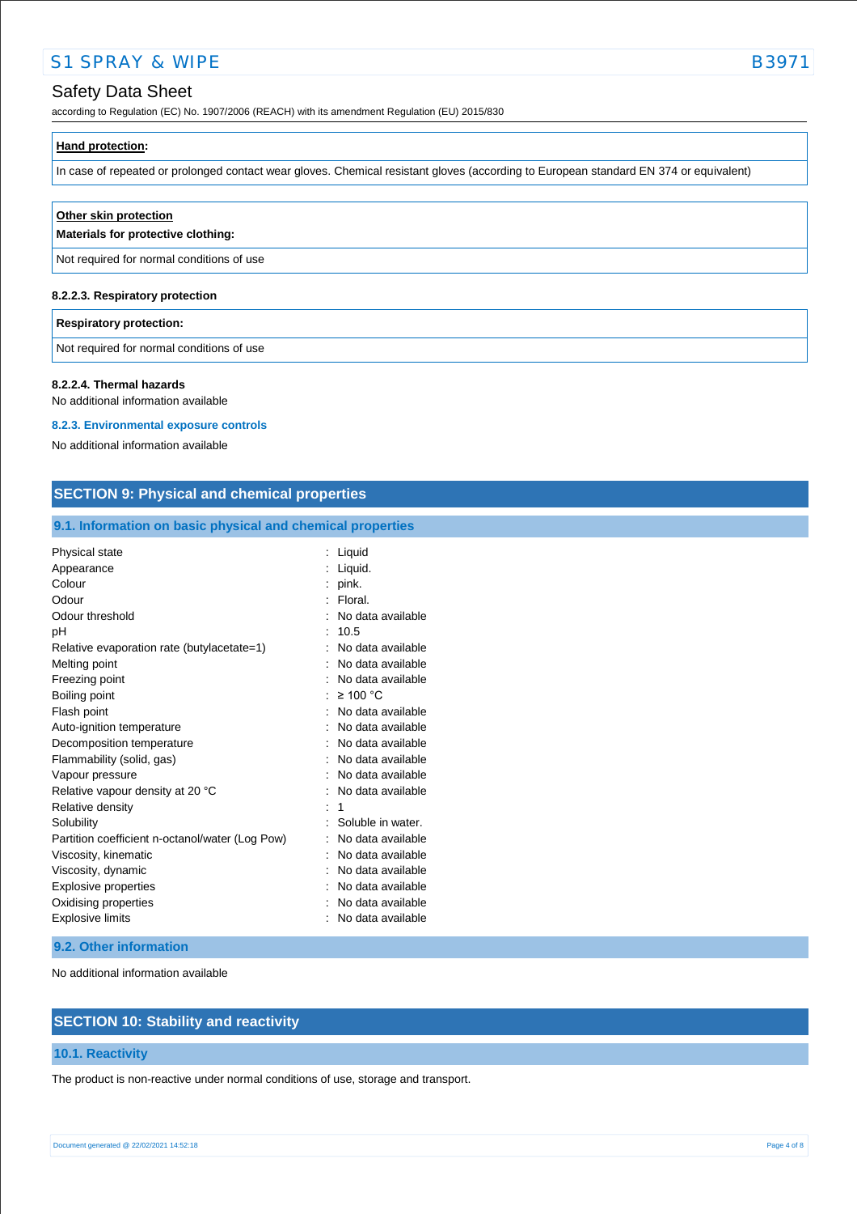| **Hand protection:** |
| --- |
| In case of repeated or prolonged contact wear gloves. Chemical resistant gloves (according to European standard EN 374 or equivalent) |

| **Other skin protection** **Materials for protective clothing:** |
| --- |
| Not required for normal conditions of use |

#### 8.2.2.3. Respiratory protection

| **Respiratory protection:** |
| --- |
| Not required for normal conditions of use |

#### 8.2.2.4. Thermal hazards

No additional information available

### 8.2.3. Environmental exposure controls

No additional information available

## SECTION 9: Physical and chemical properties

### 9.1. Information on basic physical and chemical properties

| Property | Value |
| --- | --- |
| Physical state | Liquid |
| Appearance | Liquid. |
| Colour | pink. |
| Odour | Floral. |
| Odour threshold | No data available |
| pH | 10.5 |
| Relative evaporation rate (butylacetate=1) | No data available |
| Melting point | No data available |
| Freezing point | No data available |
| Boiling point | ≥ 100 °C |
| Flash point | No data available |
| Auto-ignition temperature | No data available |
| Decomposition temperature | No data available |
| Flammability (solid, gas) | No data available |
| Vapour pressure | No data available |
| Relative vapour density at 20 °C | No data available |
| Relative density | 1 |
| Solubility | Soluble in water. |
| Partition coefficient n-octanol/water (Log Pow) | No data available |
| Viscosity, kinematic | No data available |
| Viscosity, dynamic | No data available |
| Explosive properties | No data available |
| Oxidising properties | No data available |
| Explosive limits | No data available |

### 9.2. Other information

No additional information available

## SECTION 10: Stability and reactivity

### 10.1. Reactivity

The product is non-reactive under normal conditions of use, storage and transport.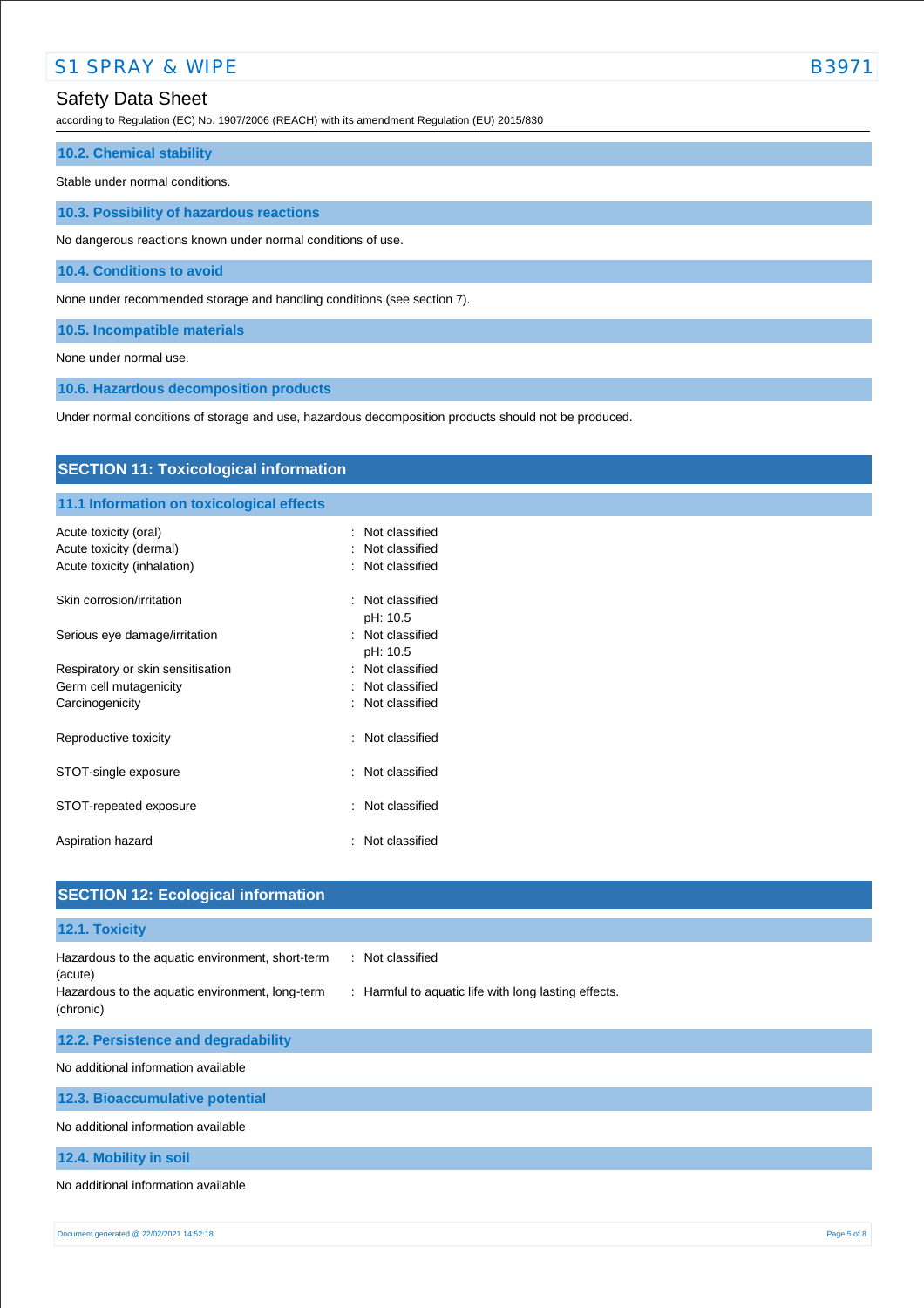### 10.2. Chemical stability

Stable under normal conditions.

### 10.3. Possibility of hazardous reactions

No dangerous reactions known under normal conditions of use.

### 10.4. Conditions to avoid

None under recommended storage and handling conditions (see section 7).

### 10.5. Incompatible materials

None under normal use.

### 10.6. Hazardous decomposition products

Under normal conditions of storage and use, hazardous decomposition products should not be produced.

## SECTION 11: Toxicological information

### 11.1 Information on toxicological effects

| | |
|---|---|
| Acute toxicity (oral) | : Not classified |
| Acute toxicity (dermal) | : Not classified |
| Acute toxicity (inhalation) | : Not classified |
| Skin corrosion/irritation | : Not classified<br>pH: 10.5 |
| Serious eye damage/irritation | : Not classified<br>pH: 10.5 |
| Respiratory or skin sensitisation | : Not classified |
| Germ cell mutagenicity | : Not classified |
| Carcinogenicity | : Not classified |
| Reproductive toxicity | : Not classified |
| STOT-single exposure | : Not classified |
| STOT-repeated exposure | : Not classified |
| Aspiration hazard | : Not classified |

## SECTION 12: Ecological information

### 12.1. Toxicity

| | |
|---|---|
| Hazardous to the aquatic environment, short-term (acute) | : Not classified |
| Hazardous to the aquatic environment, long-term (chronic) | : Harmful to aquatic life with long lasting effects. |

### 12.2. Persistence and degradability

No additional information available

### 12.3. Bioaccumulative potential

No additional information available

### 12.4. Mobility in soil

No additional information available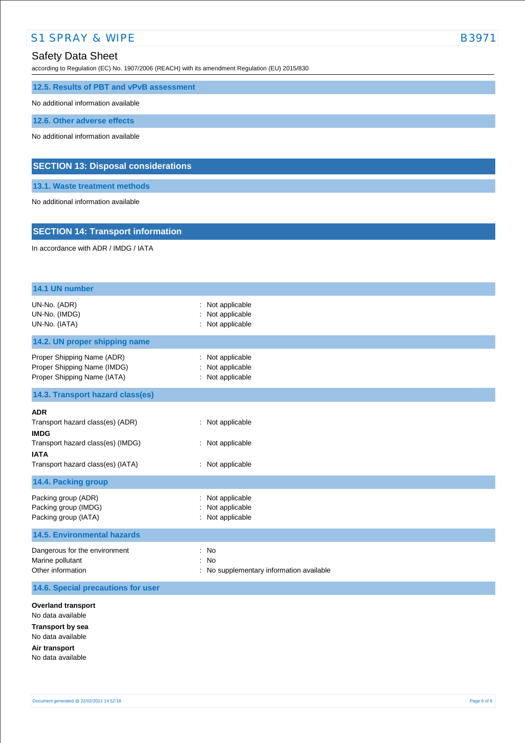### 12.5. Results of PBT and vPvB assessment

No additional information available

### 12.6. Other adverse effects

No additional information available

## SECTION 13: Disposal considerations

### 13.1. Waste treatment methods

No additional information available

## SECTION 14: Transport information

In accordance with ADR / IMDG / IATA

### 14.1 UN number

| | |
|---|---|
| UN-No. (ADR) | : Not applicable |
| UN-No. (IMDG) | : Not applicable |
| UN-No. (IATA) | : Not applicable |

### 14.2. UN proper shipping name

| | |
|---|---|
| Proper Shipping Name (ADR) | : Not applicable |
| Proper Shipping Name (IMDG) | : Not applicable |
| Proper Shipping Name (IATA) | : Not applicable |

### 14.3. Transport hazard class(es)

**ADR**

Transport hazard class(es) (ADR) : Not applicable

**IMDG**

Transport hazard class(es) (IMDG) : Not applicable

**IATA**

Transport hazard class(es) (IATA) : Not applicable

### 14.4. Packing group

| | |
|---|---|
| Packing group (ADR) | : Not applicable |
| Packing group (IMDG) | : Not applicable |
| Packing group (IATA) | : Not applicable |

### 14.5. Environmental hazards

| | |
|---|---|
| Dangerous for the environment | : No |
| Marine pollutant | : No |
| Other information | : No supplementary information available |

### 14.6. Special precautions for user

**Overland transport**

No data available

**Transport by sea**

No data available

**Air transport**

No data available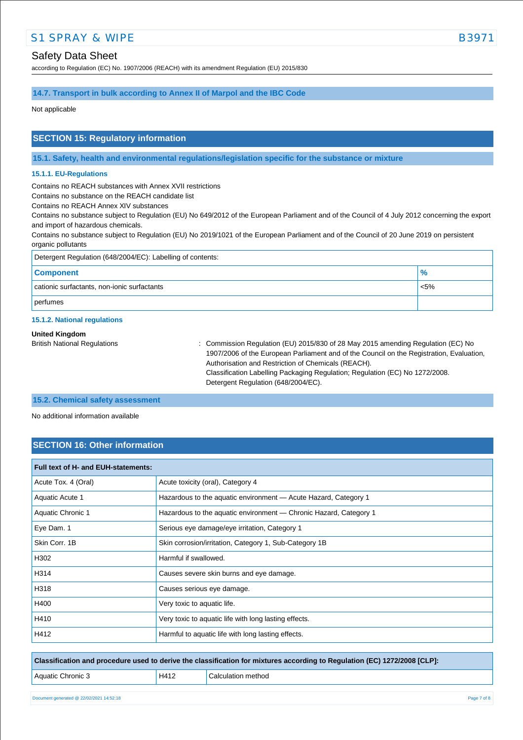### 14.7. Transport in bulk according to Annex II of Marpol and the IBC Code

Not applicable

## SECTION 15: Regulatory information

### 15.1. Safety, health and environmental regulations/legislation specific for the substance or mixture

#### 15.1.1. EU-Regulations

Contains no REACH substances with Annex XVII restrictions
Contains no substance on the REACH candidate list
Contains no REACH Annex XIV substances
Contains no substance subject to Regulation (EU) No 649/2012 of the European Parliament and of the Council of 4 July 2012 concerning the export and import of hazardous chemicals.
Contains no substance subject to Regulation (EU) No 2019/1021 of the European Parliament and of the Council of 20 June 2019 on persistent organic pollutants

Detergent Regulation (648/2004/EC): Labelling of contents:

| Component | % |
|---|---|
| cationic surfactants, non-ionic surfactants | <5% |
| perfumes | |

#### 15.1.2. National regulations

**United Kingdom**

British National Regulations : Commission Regulation (EU) 2015/830 of 28 May 2015 amending Regulation (EC) No 1907/2006 of the European Parliament and of the Council on the Registration, Evaluation, Authorisation and Restriction of Chemicals (REACH).
Classification Labelling Packaging Regulation; Regulation (EC) No 1272/2008.
Detergent Regulation (648/2004/EC).

### 15.2. Chemical safety assessment

No additional information available

## SECTION 16: Other information

| Full text of H- and EUH-statements: | |
|---|---|
| Acute Tox. 4 (Oral) | Acute toxicity (oral), Category 4 |
| Aquatic Acute 1 | Hazardous to the aquatic environment — Acute Hazard, Category 1 |
| Aquatic Chronic 1 | Hazardous to the aquatic environment — Chronic Hazard, Category 1 |
| Eye Dam. 1 | Serious eye damage/eye irritation, Category 1 |
| Skin Corr. 1B | Skin corrosion/irritation, Category 1, Sub-Category 1B |
| H302 | Harmful if swallowed. |
| H314 | Causes severe skin burns and eye damage. |
| H318 | Causes serious eye damage. |
| H400 | Very toxic to aquatic life. |
| H410 | Very toxic to aquatic life with long lasting effects. |
| H412 | Harmful to aquatic life with long lasting effects. |

| Classification and procedure used to derive the classification for mixtures according to Regulation (EC) 1272/2008 [CLP]: | | |
|---|---|---|
| Aquatic Chronic 3 | H412 | Calculation method |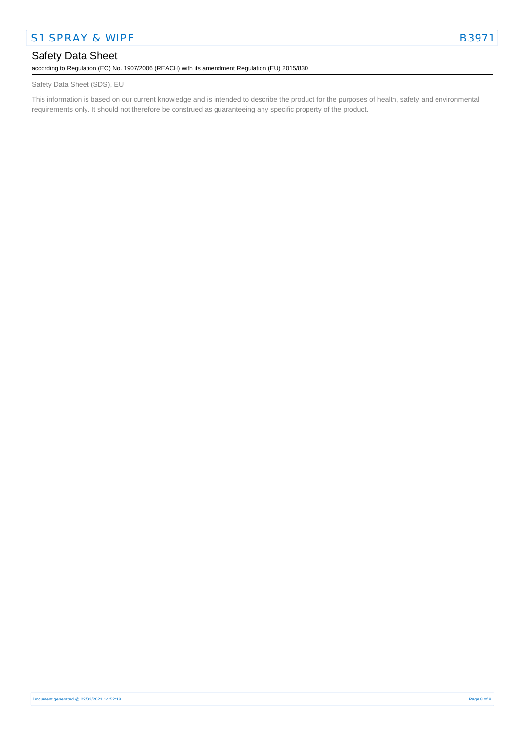Safety Data Sheet (SDS), EU

This information is based on our current knowledge and is intended to describe the product for the purposes of health, safety and environmental requirements only. It should not therefore be construed as guaranteeing any specific property of the product.